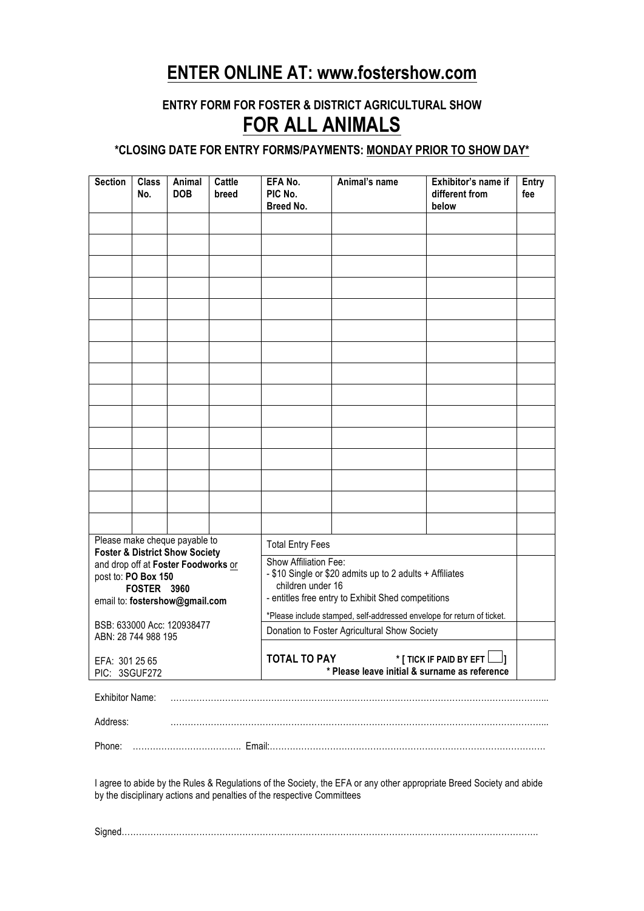# ENTER ONLINE AT: www.fostershow.com

## ENTRY FORM FOR FOSTER & DISTRICT AGRICULTURAL SHOW

# FOR ALL ANIMALS

**\*CLOSING DATE FOR ENTRY FORMS/PAYMENTS: MONDAY PRIOR TO SHOW DAY\***

| Section | Class No. | Animal DOB | Cattle breed | EFA No. PIC No. Breed No. | Animal's name | Exhibitor's name if different from below | Entry fee |
|---|---|---|---|---|---|---|---|
| | | | | | | | |
| | | | | | | | |
| | | | | | | | |
| | | | | | | | |
| | | | | | | | |
| | | | | | | | |
| | | | | | | | |
| | | | | | | | |
| | | | | | | | |
| | | | | | | | |
| | | | | | | | |
| | | | | | | | |
| | | | | | | | |
| | | | | | | | |
| | | | | | | | |

| Payment details | Item | Amount |
|---|---|---|
| Please make cheque payable to **Foster & District Show Society** and drop off at **Foster Foodworks** or post to: **PO Box 150 FOSTER 3960** email to: **fostershow@gmail.com** | Total Entry Fees | |
| BSB: 633000 Acc: 120938477 ABN: 28 744 988 195 | Show Affiliation Fee: - $10 Single or $20 admits up to 2 adults + Affiliates children under 16 - entitles free entry to Exhibit Shed competitions *Please include stamped, self-addressed envelope for return of ticket. | |
| EFA: 301 25 65 PIC: 3SGUF272 | Donation to Foster Agricultural Show Society | |
| | **TOTAL TO PAY** * [ TICK IF PAID BY EFT ☐ ] * Please leave initial & surname as reference | |

Exhibitor Name: ……………………………………………………………………………………………………………...

Address: ……………………………………………………………………………………………………………...

Phone: ……………………………….. Email:………………………………………………………………………………

I agree to abide by the Rules & Regulations of the Society, the EFA or any other appropriate Breed Society and abide by the disciplinary actions and penalties of the respective Committees

Signed…………………………………………………………………………………………………………………………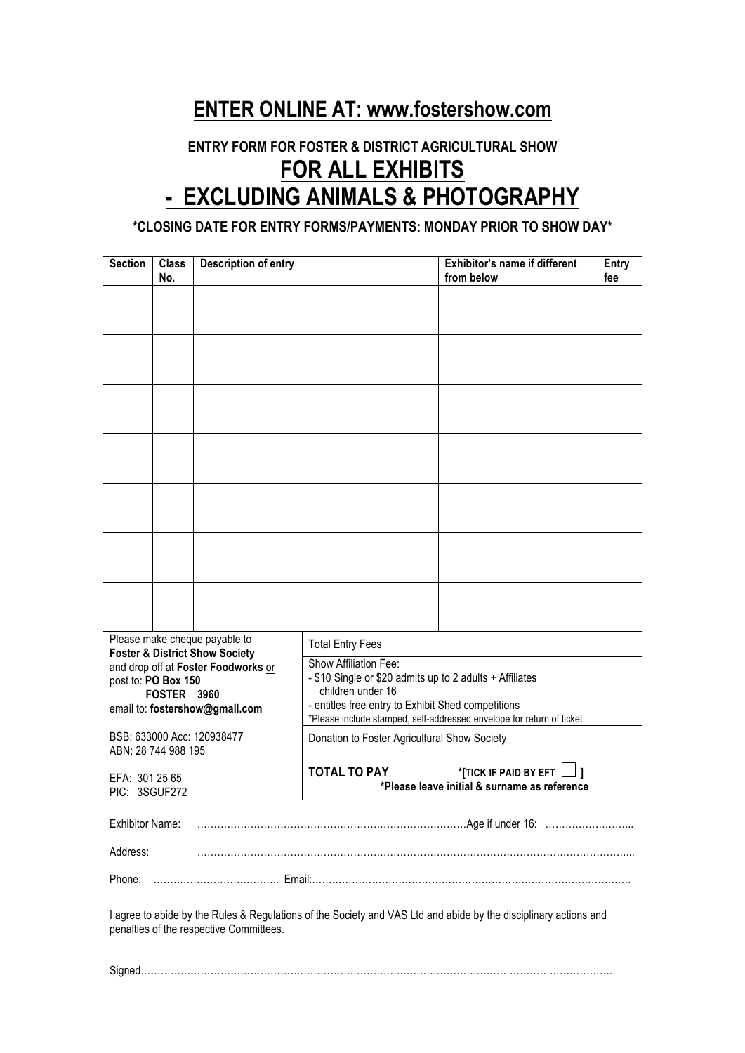# ENTER ONLINE AT: www.fostershow.com

## ENTRY FORM FOR FOSTER & DISTRICT AGRICULTURAL SHOW

# FOR ALL EXHIBITS

# - EXCLUDING ANIMALS & PHOTOGRAPHY

**\*CLOSING DATE FOR ENTRY FORMS/PAYMENTS: MONDAY PRIOR TO SHOW DAY\***

| Section | Class No. | Description of entry | Exhibitor's name if different from below | Entry fee |
|---|---|---|---|---|
| | | | | |
| | | | | |
| | | | | |
| | | | | |
| | | | | |
| | | | | |
| | | | | |
| | | | | |
| | | | | |
| | | | | |
| | | | | |
| | | | | |
| | | | | |
| | | | | |

| | | |
|---|---|---|
| Please make cheque payable to **Foster & District Show Society** and drop off at **Foster Foodworks** or post to: **PO Box 150 FOSTER 3960** email to: **fostershow@gmail.com** | Total Entry Fees | |
| | Show Affiliation Fee: - $10 Single or $20 admits up to 2 adults + Affiliates children under 16 - entitles free entry to Exhibit Shed competitions *Please include stamped, self-addressed envelope for return of ticket. | |
| BSB: 633000 Acc: 120938477 ABN: 28 744 988 195 | Donation to Foster Agricultural Show Society | |
| EFA: 301 25 65 PIC: 3SGUF272 | **TOTAL TO PAY** **\*[TICK IF PAID BY EFT ☐ ]** **\*Please leave initial & surname as reference** | |

Exhibitor Name: ……………………………………………………………………….Age if under 16: ……………………...

Address: …………………………………………………………………………………………………………………...

Phone: ……………………………….. Email:……………………………………………………………………………………

I agree to abide by the Rules & Regulations of the Society and VAS Ltd and abide by the disciplinary actions and penalties of the respective Committees.

Signed…………………………………………………………………………………………………………………………….